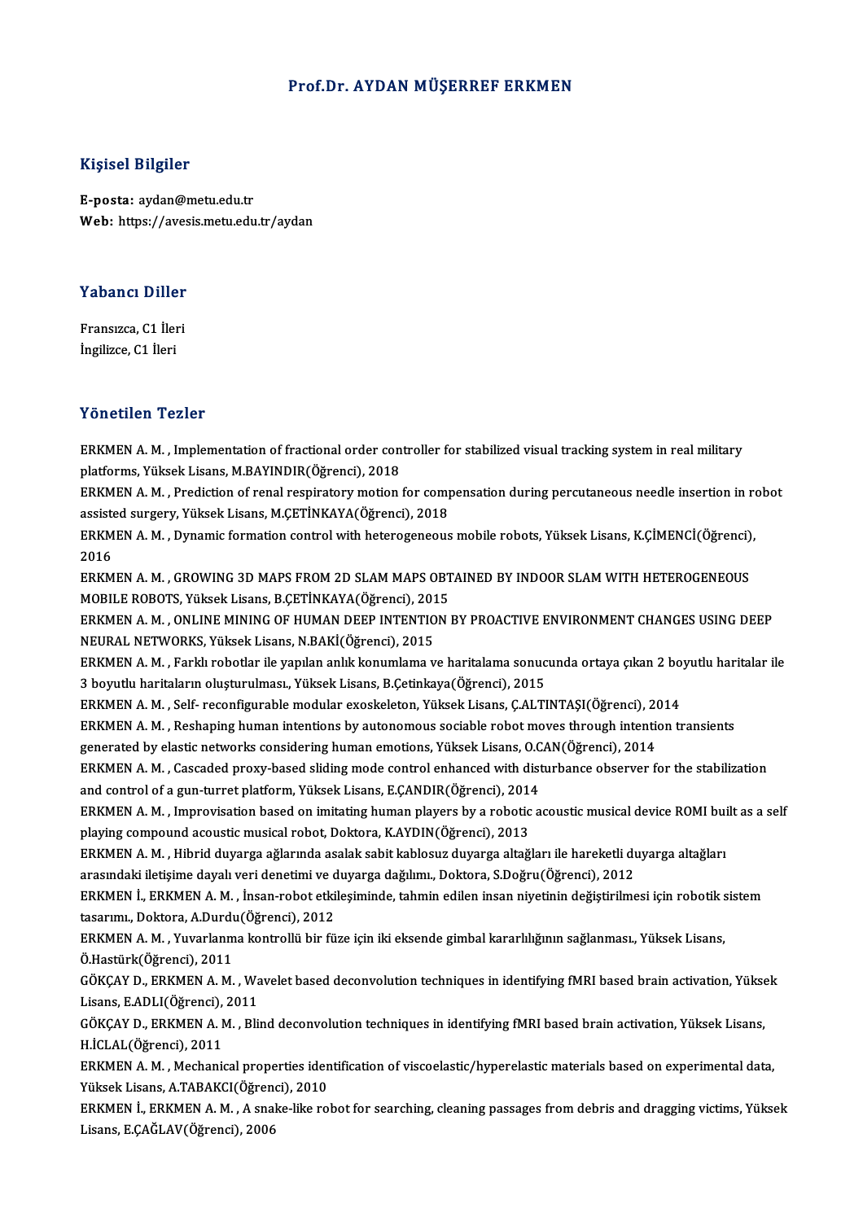# Prof.Dr. AYDAN MÜŞERREF ERKMEN

## Kişisel Bilgiler

**E-posta:** aydan@metu.edu.tr
**Web:** https://avesis.metu.edu.tr/aydan

## Yabancı Diller

Fransızca, C1 İleri
İngilizce, C1 İleri

## Yönetilen Tezler

ERKMEN A. M. , Implementation of fractional order controller for stabilized visual tracking system in real military platforms, Yüksek Lisans, M.BAYINDIR(Öğrenci), 2018

ERKMEN A. M. , Prediction of renal respiratory motion for compensation during percutaneous needle insertion in robot assisted surgery, Yüksek Lisans, M.ÇETİNKAYA(Öğrenci), 2018

ERKMEN A. M. , Dynamic formation control with heterogeneous mobile robots, Yüksek Lisans, K.ÇİMENCİ(Öğrenci), 2016

ERKMEN A. M. , GROWING 3D MAPS FROM 2D SLAM MAPS OBTAINED BY INDOOR SLAM WITH HETEROGENEOUS MOBILE ROBOTS, Yüksek Lisans, B.ÇETİNKAYA(Öğrenci), 2015

ERKMEN A. M. , ONLINE MINING OF HUMAN DEEP INTENTION BY PROACTIVE ENVIRONMENT CHANGES USING DEEP NEURAL NETWORKS, Yüksek Lisans, N.BAKİ(Öğrenci), 2015

ERKMEN A. M. , Farklı robotlar ile yapılan anlık konumlama ve haritalama sonucunda ortaya çıkan 2 boyutlu haritalar ile 3 boyutlu haritaların oluşturulması., Yüksek Lisans, B.Çetinkaya(Öğrenci), 2015

ERKMEN A. M. , Self- reconfigurable modular exoskeleton, Yüksek Lisans, Ç.ALTINTAŞI(Öğrenci), 2014

ERKMEN A. M. , Reshaping human intentions by autonomous sociable robot moves through intention transients generated by elastic networks considering human emotions, Yüksek Lisans, O.CAN(Öğrenci), 2014

ERKMEN A. M. , Cascaded proxy-based sliding mode control enhanced with disturbance observer for the stabilization and control of a gun-turret platform, Yüksek Lisans, E.ÇANDIR(Öğrenci), 2014

ERKMEN A. M. , Improvisation based on imitating human players by a robotic acoustic musical device ROMI built as a self playing compound acoustic musical robot, Doktora, K.AYDIN(Öğrenci), 2013

ERKMEN A. M. , Hibrid duyarga ağlarında asalak sabit kablosuz duyarga altağları ile hareketli duyarga altağları arasındaki iletişime dayalı veri denetimi ve duyarga dağılımı., Doktora, S.Doğru(Öğrenci), 2012

ERKMEN İ., ERKMEN A. M. , İnsan-robot etkileşiminde, tahmin edilen insan niyetinin değiştirilmesi için robotik sistem tasarımı., Doktora, A.Durdu(Öğrenci), 2012

ERKMEN A. M. , Yuvarlanma kontrollü bir füze için iki eksende gimbal kararlılığının sağlanması., Yüksek Lisans, Ö.Hastürk(Öğrenci), 2011

GÖKÇAY D., ERKMEN A. M. , Wavelet based deconvolution techniques in identifying fMRI based brain activation, Yüksek Lisans, E.ADLI(Öğrenci), 2011

GÖKÇAY D., ERKMEN A. M. , Blind deconvolution techniques in identifying fMRI based brain activation, Yüksek Lisans, H.İCLAL(Öğrenci), 2011

ERKMEN A. M. , Mechanical properties identification of viscoelastic/hyperelastic materials based on experimental data, Yüksek Lisans, A.TABAKCI(Öğrenci), 2010

ERKMEN İ., ERKMEN A. M. , A snake-like robot for searching, cleaning passages from debris and dragging victims, Yüksek Lisans, E.ÇAĞLAV(Öğrenci), 2006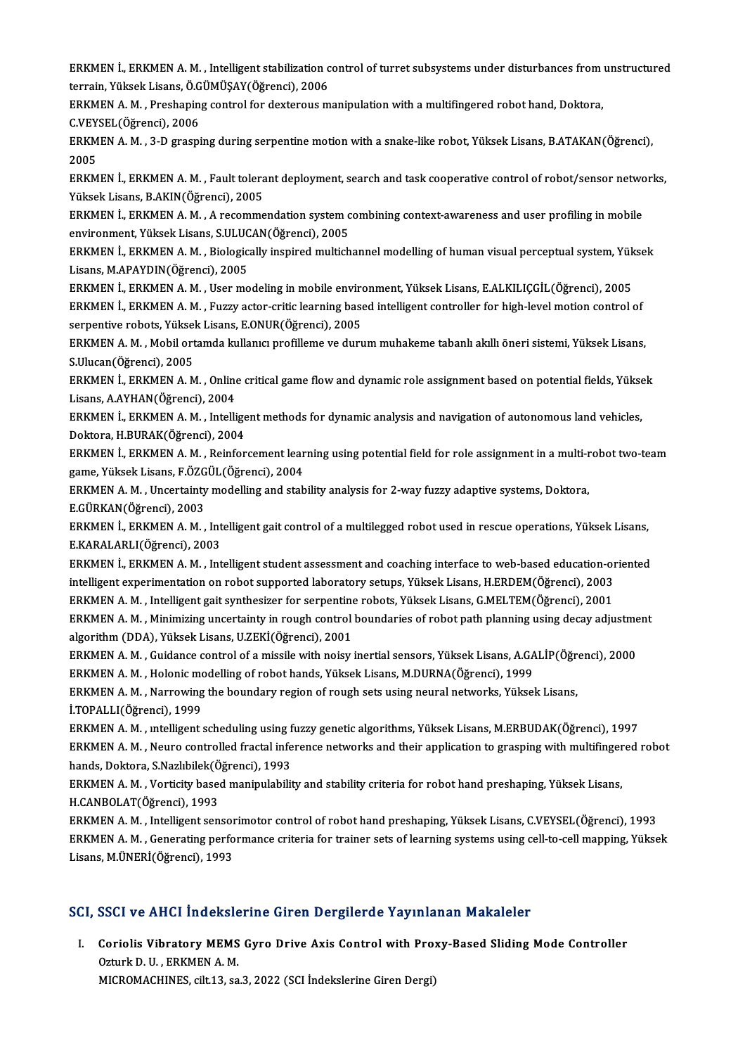ERKMEN İ., ERKMEN A. M. , Intelligent stabilization control of turret subsystems under disturbances from unstructured terrain, Yüksek Lisans, Ö.GÜMÜŞAY(Öğrenci), 2006

ERKMEN A. M. , Preshaping control for dexterous manipulation with a multifingered robot hand, Doktora, C.VEYSEL(Öğrenci), 2006

ERKMEN A. M. , 3-D grasping during serpentine motion with a snake-like robot, Yüksek Lisans, B.ATAKAN(Öğrenci), 2005

ERKMEN İ., ERKMEN A. M. , Fault tolerant deployment, search and task cooperative control of robot/sensor networks, Yüksek Lisans, B.AKIN(Öğrenci), 2005

ERKMEN İ., ERKMEN A. M. , A recommendation system combining context-awareness and user profiling in mobile environment, Yüksek Lisans, S.ULUCAN(Öğrenci), 2005

ERKMEN İ., ERKMEN A. M. , Biologically inspired multichannel modelling of human visual perceptual system, Yüksek Lisans, M.APAYDIN(Öğrenci), 2005

ERKMEN İ., ERKMEN A. M. , User modeling in mobile environment, Yüksek Lisans, E.ALKILIÇGİL(Öğrenci), 2005

ERKMEN İ., ERKMEN A. M. , Fuzzy actor-critic learning based intelligent controller for high-level motion control of serpentive robots, Yüksek Lisans, E.ONUR(Öğrenci), 2005

ERKMEN A. M. , Mobil ortamda kullanıcı profilleme ve durum muhakeme tabanlı akıllı öneri sistemi, Yüksek Lisans, S.Ulucan(Öğrenci), 2005

ERKMEN İ., ERKMEN A. M. , Online critical game flow and dynamic role assignment based on potential fields, Yüksek Lisans, A.AYHAN(Öğrenci), 2004

ERKMEN İ., ERKMEN A. M. , Intelligent methods for dynamic analysis and navigation of autonomous land vehicles, Doktora, H.BURAK(Öğrenci), 2004

ERKMEN İ., ERKMEN A. M. , Reinforcement learning using potential field for role assignment in a multi-robot two-team game, Yüksek Lisans, F.ÖZGÜL(Öğrenci), 2004

ERKMEN A. M. , Uncertainty modelling and stability analysis for 2-way fuzzy adaptive systems, Doktora, E.GÜRKAN(Öğrenci), 2003

ERKMEN İ., ERKMEN A. M. , Intelligent gait control of a multilegged robot used in rescue operations, Yüksek Lisans, E.KARALARLI(Öğrenci), 2003

ERKMEN İ., ERKMEN A. M. , Intelligent student assessment and coaching interface to web-based education-oriented intelligent experimentation on robot supported laboratory setups, Yüksek Lisans, H.ERDEM(Öğrenci), 2003

ERKMEN A. M. , Intelligent gait synthesizer for serpentine robots, Yüksek Lisans, G.MELTEM(Öğrenci), 2001

ERKMEN A. M. , Minimizing uncertainty in rough control boundaries of robot path planning using decay adjustment algorithm (DDA), Yüksek Lisans, U.ZEKİ(Öğrenci), 2001

ERKMEN A. M. , Guidance control of a missile with noisy inertial sensors, Yüksek Lisans, A.GALİP(Öğrenci), 2000

ERKMEN A. M. , Holonic modelling of robot hands, Yüksek Lisans, M.DURNA(Öğrenci), 1999

ERKMEN A. M. , Narrowing the boundary region of rough sets using neural networks, Yüksek Lisans, İ.TOPALLI(Öğrenci), 1999

ERKMEN A. M. , ıntelligent scheduling using fuzzy genetic algorithms, Yüksek Lisans, M.ERBUDAK(Öğrenci), 1997

ERKMEN A. M. , Neuro controlled fractal inference networks and their application to grasping with multifingered robot hands, Doktora, S.Nazlıbilek(Öğrenci), 1993

ERKMEN A. M. , Vorticity based manipulability and stability criteria for robot hand preshaping, Yüksek Lisans, H.CANBOLAT(Öğrenci), 1993

ERKMEN A. M. , Intelligent sensorimotor control of robot hand preshaping, Yüksek Lisans, C.VEYSEL(Öğrenci), 1993

ERKMEN A. M. , Generating performance criteria for trainer sets of learning systems using cell-to-cell mapping, Yüksek Lisans, M.ÜNERİ(Öğrenci), 1993

## SCI, SSCI ve AHCI İndekslerine Giren Dergilerde Yayınlanan Makaleler

I. **Coriolis Vibratory MEMS Gyro Drive Axis Control with Proxy-Based Sliding Mode Controller**
   Ozturk D. U. , ERKMEN A. M.
   MICROMACHINES, cilt.13, sa.3, 2022 (SCI İndekslerine Giren Dergi)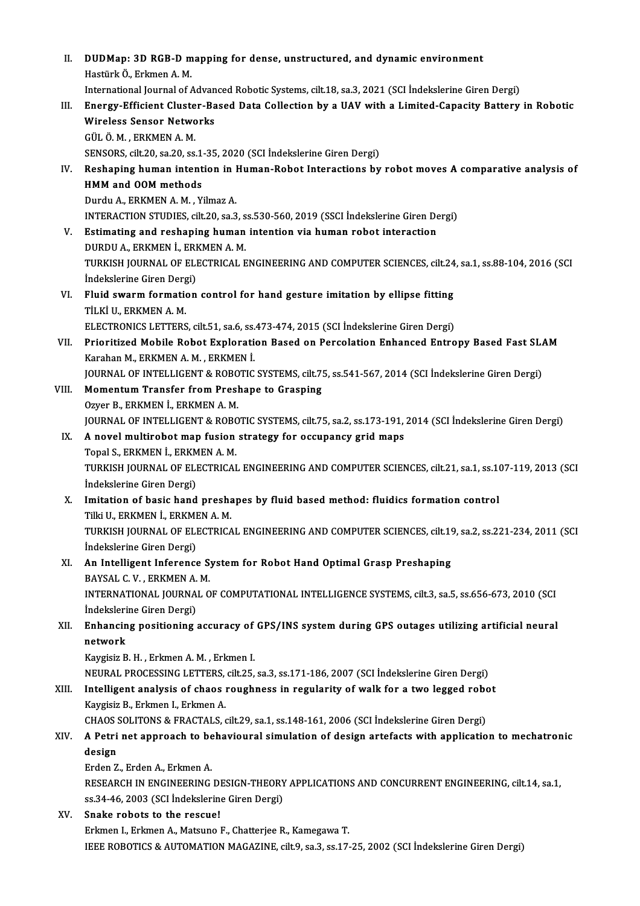II. **DUDMap: 3D RGB-D mapping for dense, unstructured, and dynamic environment**
Hastürk Ö., Erkmen A. M.
International Journal of Advanced Robotic Systems, cilt.18, sa.3, 2021 (SCI İndekslerine Giren Dergi)

III. **Energy-Efficient Cluster-Based Data Collection by a UAV with a Limited-Capacity Battery in Robotic Wireless Sensor Networks**
GÜL Ö. M. , ERKMEN A. M.
SENSORS, cilt.20, sa.20, ss.1-35, 2020 (SCI İndekslerine Giren Dergi)

IV. **Reshaping human intention in Human-Robot Interactions by robot moves A comparative analysis of HMM and OOM methods**
Durdu A., ERKMEN A. M. , Yilmaz A.
INTERACTION STUDIES, cilt.20, sa.3, ss.530-560, 2019 (SSCI İndekslerine Giren Dergi)

V. **Estimating and reshaping human intention via human robot interaction**
DURDU A., ERKMEN İ., ERKMEN A. M.
TURKISH JOURNAL OF ELECTRICAL ENGINEERING AND COMPUTER SCIENCES, cilt.24, sa.1, ss.88-104, 2016 (SCI İndekslerine Giren Dergi)

VI. **Fluid swarm formation control for hand gesture imitation by ellipse fitting**
TİLKİ U., ERKMEN A. M.
ELECTRONICS LETTERS, cilt.51, sa.6, ss.473-474, 2015 (SCI İndekslerine Giren Dergi)

VII. **Prioritized Mobile Robot Exploration Based on Percolation Enhanced Entropy Based Fast SLAM**
Karahan M., ERKMEN A. M. , ERKMEN İ.
JOURNAL OF INTELLIGENT & ROBOTIC SYSTEMS, cilt.75, ss.541-567, 2014 (SCI İndekslerine Giren Dergi)

VIII. **Momentum Transfer from Preshape to Grasping**
Ozyer B., ERKMEN İ., ERKMEN A. M.
JOURNAL OF INTELLIGENT & ROBOTIC SYSTEMS, cilt.75, sa.2, ss.173-191, 2014 (SCI İndekslerine Giren Dergi)

IX. **A novel multirobot map fusion strategy for occupancy grid maps**
Topal S., ERKMEN İ., ERKMEN A. M.
TURKISH JOURNAL OF ELECTRICAL ENGINEERING AND COMPUTER SCIENCES, cilt.21, sa.1, ss.107-119, 2013 (SCI İndekslerine Giren Dergi)

X. **Imitation of basic hand preshapes by fluid based method: fluidics formation control**
Tilki U., ERKMEN İ., ERKMEN A. M.
TURKISH JOURNAL OF ELECTRICAL ENGINEERING AND COMPUTER SCIENCES, cilt.19, sa.2, ss.221-234, 2011 (SCI İndekslerine Giren Dergi)

XI. **An Intelligent Inference System for Robot Hand Optimal Grasp Preshaping**
BAYSAL C. V. , ERKMEN A. M.
INTERNATIONAL JOURNAL OF COMPUTATIONAL INTELLIGENCE SYSTEMS, cilt.3, sa.5, ss.656-673, 2010 (SCI İndekslerine Giren Dergi)

XII. **Enhancing positioning accuracy of GPS/INS system during GPS outages utilizing artificial neural network**
Kaygisiz B. H. , Erkmen A. M. , Erkmen I.
NEURAL PROCESSING LETTERS, cilt.25, sa.3, ss.171-186, 2007 (SCI İndekslerine Giren Dergi)

XIII. **Intelligent analysis of chaos roughness in regularity of walk for a two legged robot**
Kaygisiz B., Erkmen I., Erkmen A.
CHAOS SOLITONS & FRACTALS, cilt.29, sa.1, ss.148-161, 2006 (SCI İndekslerine Giren Dergi)

XIV. **A Petri net approach to behavioural simulation of design artefacts with application to mechatronic design**
Erden Z., Erden A., Erkmen A.
RESEARCH IN ENGINEERING DESIGN-THEORY APPLICATIONS AND CONCURRENT ENGINEERING, cilt.14, sa.1, ss.34-46, 2003 (SCI İndekslerine Giren Dergi)

XV. **Snake robots to the rescue!**
Erkmen I., Erkmen A., Matsuno F., Chatterjee R., Kamegawa T.
IEEE ROBOTICS & AUTOMATION MAGAZINE, cilt.9, sa.3, ss.17-25, 2002 (SCI İndekslerine Giren Dergi)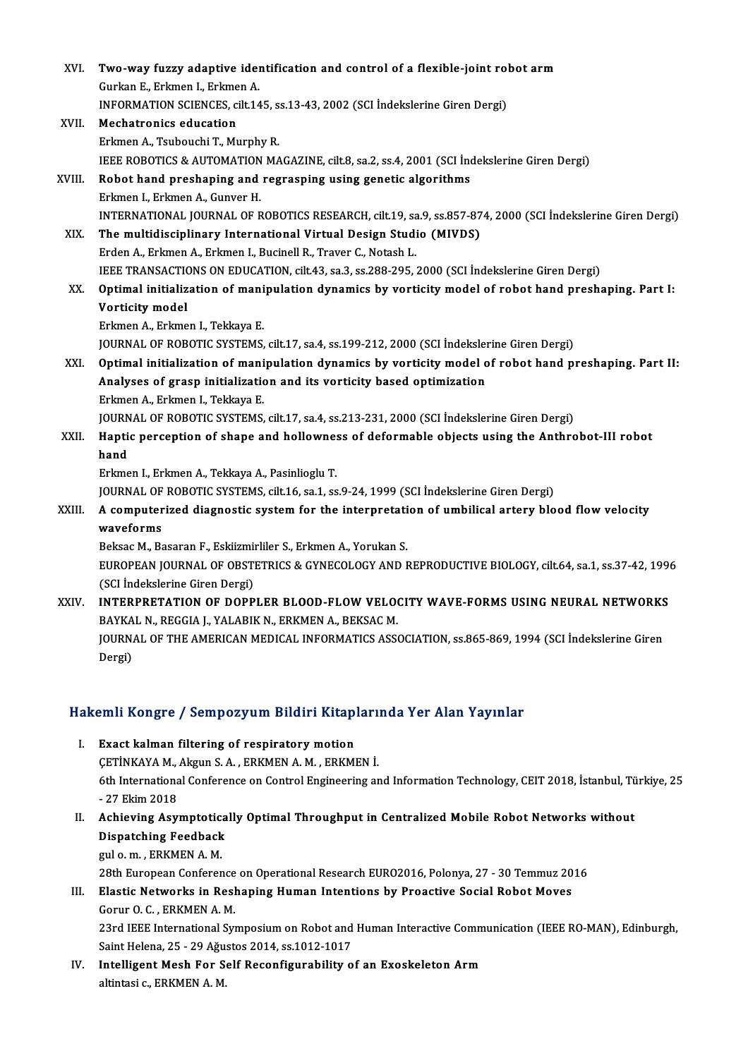XVI. **Two-way fuzzy adaptive identification and control of a flexible-joint robot arm**
Gurkan E., Erkmen I., Erkmen A.
INFORMATION SCIENCES, cilt.145, ss.13-43, 2002 (SCI İndekslerine Giren Dergi)

XVII. **Mechatronics education**
Erkmen A., Tsubouchi T., Murphy R.
IEEE ROBOTICS & AUTOMATION MAGAZINE, cilt.8, sa.2, ss.4, 2001 (SCI İndekslerine Giren Dergi)

XVIII. **Robot hand preshaping and regrasping using genetic algorithms**
Erkmen I., Erkmen A., Gunver H.
INTERNATIONAL JOURNAL OF ROBOTICS RESEARCH, cilt.19, sa.9, ss.857-874, 2000 (SCI İndekslerine Giren Dergi)

XIX. **The multidisciplinary International Virtual Design Studio (MIVDS)**
Erden A., Erkmen A., Erkmen I., Bucinell R., Traver C., Notash L.
IEEE TRANSACTIONS ON EDUCATION, cilt.43, sa.3, ss.288-295, 2000 (SCI İndekslerine Giren Dergi)

XX. **Optimal initialization of manipulation dynamics by vorticity model of robot hand preshaping. Part I: Vorticity model**
Erkmen A., Erkmen I., Tekkaya E.
JOURNAL OF ROBOTIC SYSTEMS, cilt.17, sa.4, ss.199-212, 2000 (SCI İndekslerine Giren Dergi)

XXI. **Optimal initialization of manipulation dynamics by vorticity model of robot hand preshaping. Part II: Analyses of grasp initialization and its vorticity based optimization**
Erkmen A., Erkmen I., Tekkaya E.
JOURNAL OF ROBOTIC SYSTEMS, cilt.17, sa.4, ss.213-231, 2000 (SCI İndekslerine Giren Dergi)

XXII. **Haptic perception of shape and hollowness of deformable objects using the Anthrobot-III robot hand**
Erkmen I., Erkmen A., Tekkaya A., Pasinlioglu T.
JOURNAL OF ROBOTIC SYSTEMS, cilt.16, sa.1, ss.9-24, 1999 (SCI İndekslerine Giren Dergi)

XXIII. **A computerized diagnostic system for the interpretation of umbilical artery blood flow velocity waveforms**
Beksac M., Basaran F., Eskiizmirliler S., Erkmen A., Yorukan S.
EUROPEAN JOURNAL OF OBSTETRICS & GYNECOLOGY AND REPRODUCTIVE BIOLOGY, cilt.64, sa.1, ss.37-42, 1996 (SCI İndekslerine Giren Dergi)

XXIV. **INTERPRETATION OF DOPPLER BLOOD-FLOW VELOCITY WAVE-FORMS USING NEURAL NETWORKS**
BAYKAL N., REGGIA J., YALABIK N., ERKMEN A., BEKSAC M.
JOURNAL OF THE AMERICAN MEDICAL INFORMATICS ASSOCIATION, ss.865-869, 1994 (SCI İndekslerine Giren Dergi)

## Hakemli Kongre / Sempozyum Bildiri Kitaplarında Yer Alan Yayınlar

I. **Exact kalman filtering of respiratory motion**
ÇETİNKAYA M., Akgun S. A. , ERKMEN A. M. , ERKMEN İ.
6th International Conference on Control Engineering and Information Technology, CEIT 2018, İstanbul, Türkiye, 25 - 27 Ekim 2018

II. **Achieving Asymptotically Optimal Throughput in Centralized Mobile Robot Networks without Dispatching Feedback**
gul o. m. , ERKMEN A. M.
28th European Conference on Operational Research EURO2016, Polonya, 27 - 30 Temmuz 2016

III. **Elastic Networks in Reshaping Human Intentions by Proactive Social Robot Moves**
Gorur O. C. , ERKMEN A. M.
23rd IEEE International Symposium on Robot and Human Interactive Communication (IEEE RO-MAN), Edinburgh, Saint Helena, 25 - 29 Ağustos 2014, ss.1012-1017

IV. **Intelligent Mesh For Self Reconfigurability of an Exoskeleton Arm**
altintasi c., ERKMEN A. M.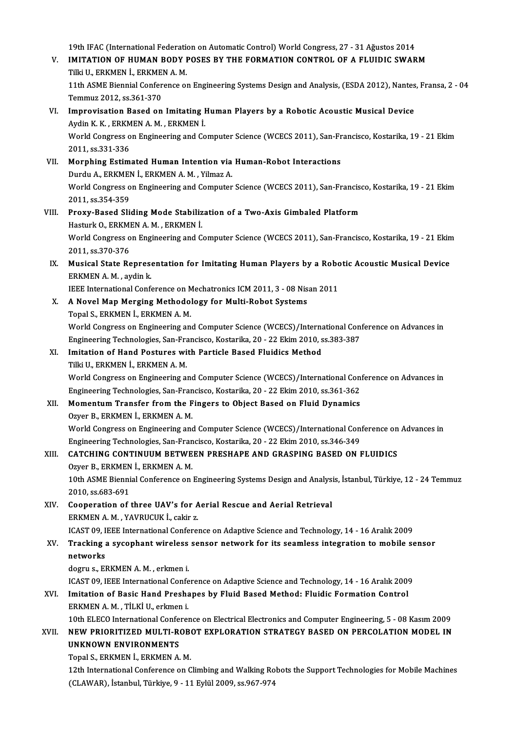19th IFAC (International Federation on Automatic Control) World Congress, 27 - 31 Ağustos 2014

V. **IMITATION OF HUMAN BODY POSES BY THE FORMATION CONTROL OF A FLUIDIC SWARM**
Tilki U., ERKMEN İ., ERKMEN A. M.
11th ASME Biennial Conference on Engineering Systems Design and Analysis, (ESDA 2012), Nantes, Fransa, 2 - 04 Temmuz 2012, ss.361-370

VI. **Improvisation Based on Imitating Human Players by a Robotic Acoustic Musical Device**
Aydin K. K. , ERKMEN A. M. , ERKMEN İ.
World Congress on Engineering and Computer Science (WCECS 2011), San-Francisco, Kostarika, 19 - 21 Ekim 2011, ss.331-336

VII. **Morphing Estimated Human Intention via Human-Robot Interactions**
Durdu A., ERKMEN İ., ERKMEN A. M. , Yilmaz A.
World Congress on Engineering and Computer Science (WCECS 2011), San-Francisco, Kostarika, 19 - 21 Ekim 2011, ss.354-359

VIII. **Proxy-Based Sliding Mode Stabilization of a Two-Axis Gimbaled Platform**
Hasturk O., ERKMEN A. M. , ERKMEN İ.
World Congress on Engineering and Computer Science (WCECS 2011), San-Francisco, Kostarika, 19 - 21 Ekim 2011, ss.370-376

IX. **Musical State Representation for Imitating Human Players by a Robotic Acoustic Musical Device**
ERKMEN A. M. , aydin k.
IEEE International Conference on Mechatronics ICM 2011, 3 - 08 Nisan 2011

X. **A Novel Map Merging Methodology for Multi-Robot Systems**
Topal S., ERKMEN İ., ERKMEN A. M.
World Congress on Engineering and Computer Science (WCECS)/International Conference on Advances in Engineering Technologies, San-Francisco, Kostarika, 20 - 22 Ekim 2010, ss.383-387

XI. **Imitation of Hand Postures with Particle Based Fluidics Method**
Tilki U., ERKMEN İ., ERKMEN A. M.
World Congress on Engineering and Computer Science (WCECS)/International Conference on Advances in Engineering Technologies, San-Francisco, Kostarika, 20 - 22 Ekim 2010, ss.361-362

XII. **Momentum Transfer from the Fingers to Object Based on Fluid Dynamics**
Ozyer B., ERKMEN İ., ERKMEN A. M.
World Congress on Engineering and Computer Science (WCECS)/International Conference on Advances in Engineering Technologies, San-Francisco, Kostarika, 20 - 22 Ekim 2010, ss.346-349

XIII. **CATCHING CONTINUUM BETWEEN PRESHAPE AND GRASPING BASED ON FLUIDICS**
Ozyer B., ERKMEN İ., ERKMEN A. M.
10th ASME Biennial Conference on Engineering Systems Design and Analysis, İstanbul, Türkiye, 12 - 24 Temmuz 2010, ss.683-691

XIV. **Cooperation of three UAV's for Aerial Rescue and Aerial Retrieval**
ERKMEN A. M. , YAVRUCUK İ., cakir z.
ICAST 09, IEEE International Conference on Adaptive Science and Technology, 14 - 16 Aralık 2009

XV. **Tracking a sycophant wireless sensor network for its seamless integration to mobile sensor networks**
dogru s., ERKMEN A. M. , erkmen i.
ICAST 09, IEEE International Conference on Adaptive Science and Technology, 14 - 16 Aralık 2009

XVI. **Imitation of Basic Hand Preshapes by Fluid Based Method: Fluidic Formation Control**
ERKMEN A. M. , TİLKİ U., erkmen i.
10th ELECO International Conference on Electrical Electronics and Computer Engineering, 5 - 08 Kasım 2009

XVII. **NEW PRIORITIZED MULTI-ROBOT EXPLORATION STRATEGY BASED ON PERCOLATION MODEL IN UNKNOWN ENVIRONMENTS**
Topal S., ERKMEN İ., ERKMEN A. M.
12th International Conference on Climbing and Walking Robots the Support Technologies for Mobile Machines (CLAWAR), İstanbul, Türkiye, 9 - 11 Eylül 2009, ss.967-974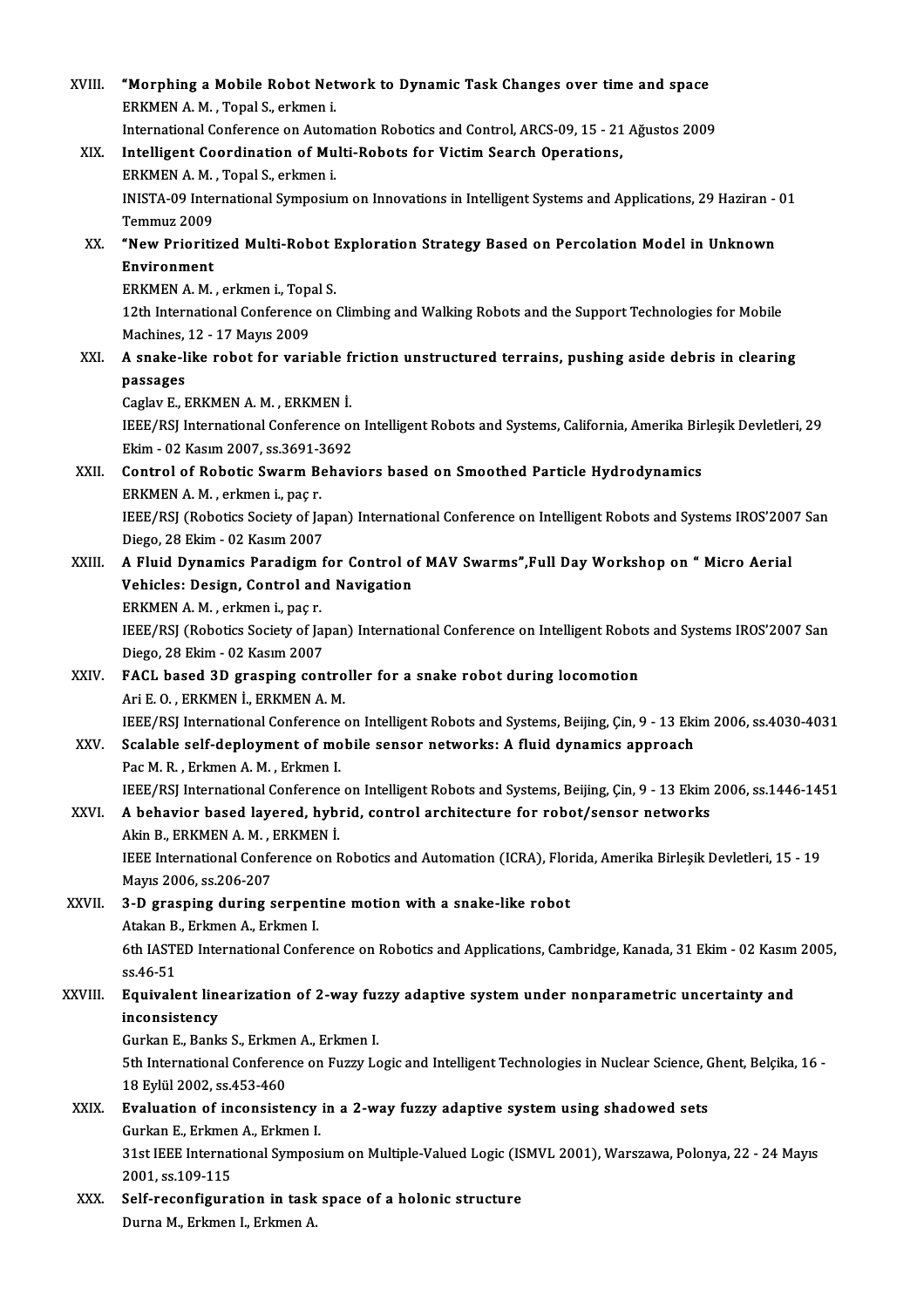XVIII. **"Morphing a Mobile Robot Network to Dynamic Task Changes over time and space**
ERKMEN A. M. , Topal S., erkmen i.
International Conference on Automation Robotics and Control, ARCS-09, 15 - 21 Ağustos 2009

XIX. **Intelligent Coordination of Multi-Robots for Victim Search Operations,**
ERKMEN A. M. , Topal S., erkmen i.
INISTA-09 International Symposium on Innovations in Intelligent Systems and Applications, 29 Haziran - 01 Temmuz 2009

XX. **"New Prioritized Multi-Robot Exploration Strategy Based on Percolation Model in Unknown Environment**
ERKMEN A. M. , erkmen i., Topal S.
12th International Conference on Climbing and Walking Robots and the Support Technologies for Mobile Machines, 12 - 17 Mayıs 2009

XXI. **A snake-like robot for variable friction unstructured terrains, pushing aside debris in clearing passages**
Caglav E., ERKMEN A. M. , ERKMEN İ.
IEEE/RSJ International Conference on Intelligent Robots and Systems, California, Amerika Birleşik Devletleri, 29 Ekim - 02 Kasım 2007, ss.3691-3692

XXII. **Control of Robotic Swarm Behaviors based on Smoothed Particle Hydrodynamics**
ERKMEN A. M. , erkmen i., paç r.
IEEE/RSJ (Robotics Society of Japan) International Conference on Intelligent Robots and Systems IROS'2007 San Diego, 28 Ekim - 02 Kasım 2007

XXIII. **A Fluid Dynamics Paradigm for Control of MAV Swarms",Full Day Workshop on " Micro Aerial Vehicles: Design, Control and Navigation**
ERKMEN A. M. , erkmen i., paç r.
IEEE/RSJ (Robotics Society of Japan) International Conference on Intelligent Robots and Systems IROS'2007 San Diego, 28 Ekim - 02 Kasım 2007

XXIV. **FACL based 3D grasping controller for a snake robot during locomotion**
Ari E. O. , ERKMEN İ., ERKMEN A. M.
IEEE/RSJ International Conference on Intelligent Robots and Systems, Beijing, Çin, 9 - 13 Ekim 2006, ss.4030-4031

XXV. **Scalable self-deployment of mobile sensor networks: A fluid dynamics approach**
Pac M. R. , Erkmen A. M. , Erkmen I.
IEEE/RSJ International Conference on Intelligent Robots and Systems, Beijing, Çin, 9 - 13 Ekim 2006, ss.1446-1451

XXVI. **A behavior based layered, hybrid, control architecture for robot/sensor networks**
Akin B., ERKMEN A. M. , ERKMEN İ.
IEEE International Conference on Robotics and Automation (ICRA), Florida, Amerika Birleşik Devletleri, 15 - 19 Mayıs 2006, ss.206-207

XXVII. **3-D grasping during serpentine motion with a snake-like robot**
Atakan B., Erkmen A., Erkmen I.
6th IASTED International Conference on Robotics and Applications, Cambridge, Kanada, 31 Ekim - 02 Kasım 2005, ss.46-51

XXVIII. **Equivalent linearization of 2-way fuzzy adaptive system under nonparametric uncertainty and inconsistency**
Gurkan E., Banks S., Erkmen A., Erkmen I.
5th International Conference on Fuzzy Logic and Intelligent Technologies in Nuclear Science, Ghent, Belçika, 16 - 18 Eylül 2002, ss.453-460

XXIX. **Evaluation of inconsistency in a 2-way fuzzy adaptive system using shadowed sets**
Gurkan E., Erkmen A., Erkmen I.
31st IEEE International Symposium on Multiple-Valued Logic (ISMVL 2001), Warszawa, Polonya, 22 - 24 Mayıs 2001, ss.109-115

XXX. **Self-reconfiguration in task space of a holonic structure**
Durna M., Erkmen I., Erkmen A.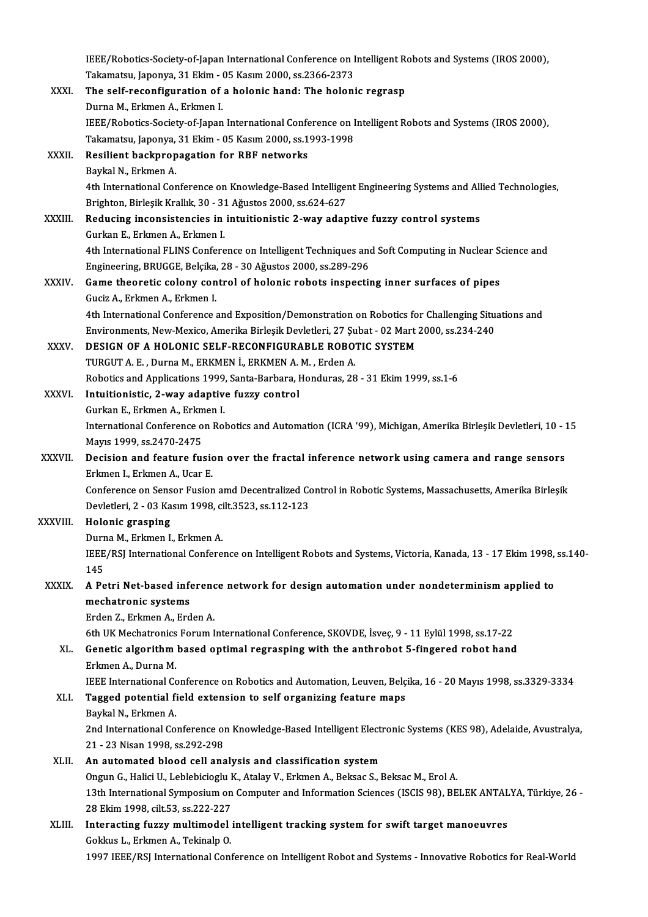IEEE/Robotics-Society-of-Japan International Conference on Intelligent Robots and Systems (IROS 2000), Takamatsu, Japonya, 31 Ekim - 05 Kasım 2000, ss.2366-2373

XXXI. **The self-reconfiguration of a holonic hand: The holonic regrasp**
Durna M., Erkmen A., Erkmen I.
IEEE/Robotics-Society-of-Japan International Conference on Intelligent Robots and Systems (IROS 2000), Takamatsu, Japonya, 31 Ekim - 05 Kasım 2000, ss.1993-1998

XXXII. **Resilient backpropagation for RBF networks**
Baykal N., Erkmen A.
4th International Conference on Knowledge-Based Intelligent Engineering Systems and Allied Technologies, Brighton, Birleşik Krallık, 30 - 31 Ağustos 2000, ss.624-627

XXXIII. **Reducing inconsistencies in intuitionistic 2-way adaptive fuzzy control systems**
Gurkan E., Erkmen A., Erkmen I.
4th International FLINS Conference on Intelligent Techniques and Soft Computing in Nuclear Science and Engineering, BRUGGE, Belçika, 28 - 30 Ağustos 2000, ss.289-296

XXXIV. **Game theoretic colony control of holonic robots inspecting inner surfaces of pipes**
Guciz A., Erkmen A., Erkmen I.
4th International Conference and Exposition/Demonstration on Robotics for Challenging Situations and Environments, New-Mexico, Amerika Birleşik Devletleri, 27 Şubat - 02 Mart 2000, ss.234-240

XXXV. **DESIGN OF A HOLONIC SELF-RECONFIGURABLE ROBOTIC SYSTEM**
TURGUT A. E. , Durna M., ERKMEN İ., ERKMEN A. M. , Erden A.
Robotics and Applications 1999, Santa-Barbara, Honduras, 28 - 31 Ekim 1999, ss.1-6

XXXVI. **Intuitionistic, 2-way adaptive fuzzy control**
Gurkan E., Erkmen A., Erkmen I.
International Conference on Robotics and Automation (ICRA '99), Michigan, Amerika Birleşik Devletleri, 10 - 15 Mayıs 1999, ss.2470-2475

XXXVII. **Decision and feature fusion over the fractal inference network using camera and range sensors**
Erkmen I., Erkmen A., Ucar E.
Conference on Sensor Fusion amd Decentralized Control in Robotic Systems, Massachusetts, Amerika Birleşik Devletleri, 2 - 03 Kasım 1998, cilt.3523, ss.112-123

XXXVIII. **Holonic grasping**
Durna M., Erkmen I., Erkmen A.
IEEE/RSJ International Conference on Intelligent Robots and Systems, Victoria, Kanada, 13 - 17 Ekim 1998, ss.140-145

XXXIX. **A Petri Net-based inference network for design automation under nondeterminism applied to mechatronic systems**
Erden Z., Erkmen A., Erden A.
6th UK Mechatronics Forum International Conference, SKOVDE, İsveç, 9 - 11 Eylül 1998, ss.17-22

XL. **Genetic algorithm based optimal regrasping with the anthrobot 5-fingered robot hand**
Erkmen A., Durna M.
IEEE International Conference on Robotics and Automation, Leuven, Belçika, 16 - 20 Mayıs 1998, ss.3329-3334

XLI. **Tagged potential field extension to self organizing feature maps**
Baykal N., Erkmen A.
2nd International Conference on Knowledge-Based Intelligent Electronic Systems (KES 98), Adelaide, Avustralya, 21 - 23 Nisan 1998, ss.292-298

XLII. **An automated blood cell analysis and classification system**
Ongun G., Halici U., Leblebicioglu K., Atalay V., Erkmen A., Beksac S., Beksac M., Erol A.
13th International Symposium on Computer and Information Sciences (ISCIS 98), BELEK ANTALYA, Türkiye, 26 - 28 Ekim 1998, cilt.53, ss.222-227

XLIII. **Interacting fuzzy multimodel intelligent tracking system for swift target manoeuvres**
Gokkus L., Erkmen A., Tekinalp O.
1997 IEEE/RSJ International Conference on Intelligent Robot and Systems - Innovative Robotics for Real-World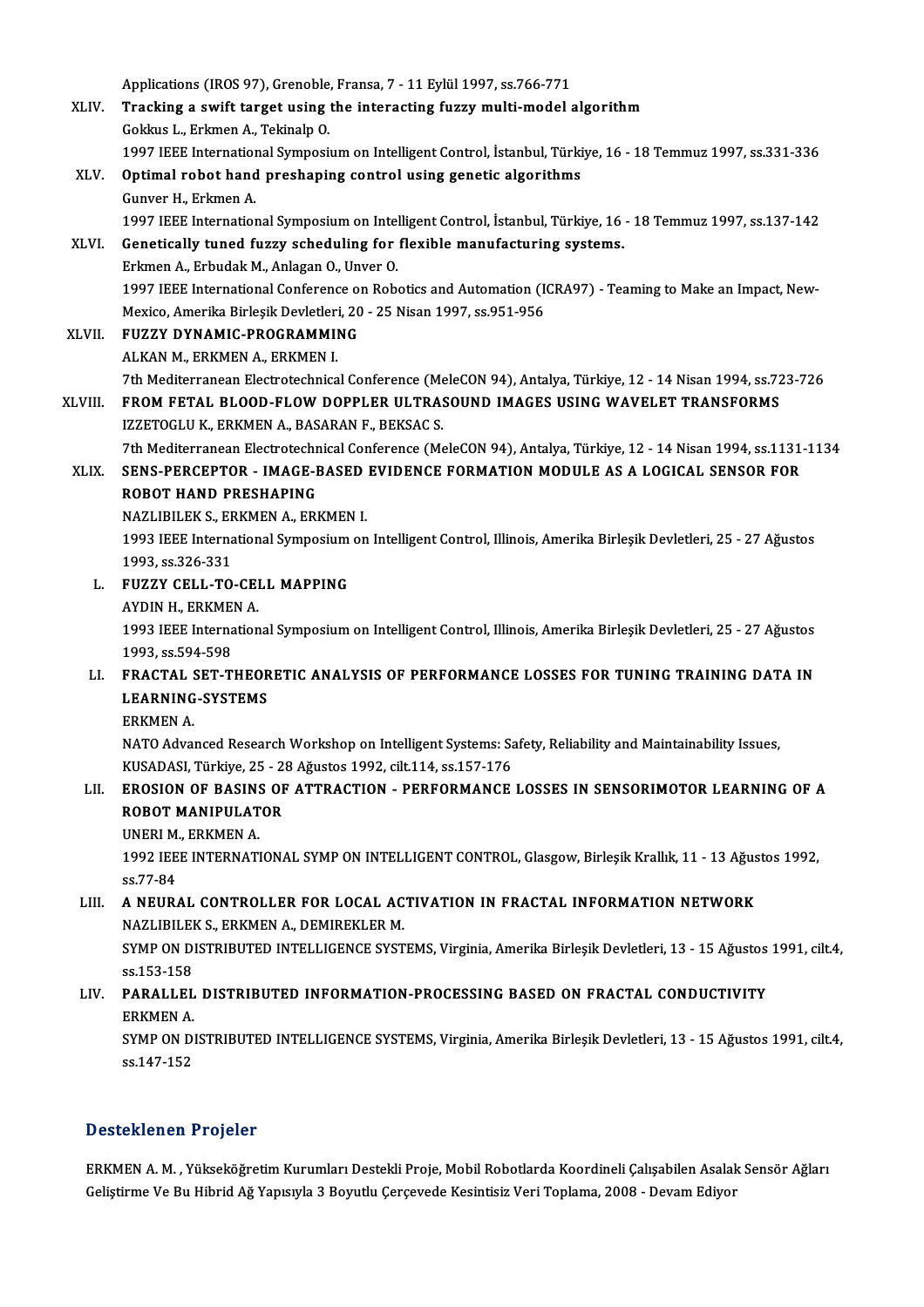Applications (IROS 97), Grenoble, Fransa, 7 - 11 Eylül 1997, ss.766-771

XLIV. **Tracking a swift target using the interacting fuzzy multi-model algorithm**
Gokkus L., Erkmen A., Tekinalp O.
1997 IEEE International Symposium on Intelligent Control, İstanbul, Türkiye, 16 - 18 Temmuz 1997, ss.331-336

XLV. **Optimal robot hand preshaping control using genetic algorithms**
Gunver H., Erkmen A.
1997 IEEE International Symposium on Intelligent Control, İstanbul, Türkiye, 16 - 18 Temmuz 1997, ss.137-142

XLVI. **Genetically tuned fuzzy scheduling for flexible manufacturing systems.**
Erkmen A., Erbudak M., Anlagan O., Unver O.
1997 IEEE International Conference on Robotics and Automation (ICRA97) - Teaming to Make an Impact, New-Mexico, Amerika Birleşik Devletleri, 20 - 25 Nisan 1997, ss.951-956

XLVII. **FUZZY DYNAMIC-PROGRAMMING**
ALKAN M., ERKMEN A., ERKMEN I.
7th Mediterranean Electrotechnical Conference (MeleCON 94), Antalya, Türkiye, 12 - 14 Nisan 1994, ss.723-726

XLVIII. **FROM FETAL BLOOD-FLOW DOPPLER ULTRASOUND IMAGES USING WAVELET TRANSFORMS**
IZZETOGLU K., ERKMEN A., BASARAN F., BEKSAC S.
7th Mediterranean Electrotechnical Conference (MeleCON 94), Antalya, Türkiye, 12 - 14 Nisan 1994, ss.1131-1134

XLIX. **SENS-PERCEPTOR - IMAGE-BASED EVIDENCE FORMATION MODULE AS A LOGICAL SENSOR FOR ROBOT HAND PRESHAPING**
NAZLIBILEK S., ERKMEN A., ERKMEN I.
1993 IEEE International Symposium on Intelligent Control, Illinois, Amerika Birleşik Devletleri, 25 - 27 Ağustos 1993, ss.326-331

L. **FUZZY CELL-TO-CELL MAPPING**
AYDIN H., ERKMEN A.
1993 IEEE International Symposium on Intelligent Control, Illinois, Amerika Birleşik Devletleri, 25 - 27 Ağustos 1993, ss.594-598

LI. **FRACTAL SET-THEORETIC ANALYSIS OF PERFORMANCE LOSSES FOR TUNING TRAINING DATA IN LEARNING-SYSTEMS**
ERKMEN A.
NATO Advanced Research Workshop on Intelligent Systems: Safety, Reliability and Maintainability Issues, KUSADASI, Türkiye, 25 - 28 Ağustos 1992, cilt.114, ss.157-176

LII. **EROSION OF BASINS OF ATTRACTION - PERFORMANCE LOSSES IN SENSORIMOTOR LEARNING OF A ROBOT MANIPULATOR**
UNERI M., ERKMEN A.
1992 IEEE INTERNATIONAL SYMP ON INTELLIGENT CONTROL, Glasgow, Birleşik Krallık, 11 - 13 Ağustos 1992, ss.77-84

LIII. **A NEURAL CONTROLLER FOR LOCAL ACTIVATION IN FRACTAL INFORMATION NETWORK**
NAZLIBILEK S., ERKMEN A., DEMIREKLER M.
SYMP ON DISTRIBUTED INTELLIGENCE SYSTEMS, Virginia, Amerika Birleşik Devletleri, 13 - 15 Ağustos 1991, cilt.4, ss.153-158

LIV. **PARALLEL DISTRIBUTED INFORMATION-PROCESSING BASED ON FRACTAL CONDUCTIVITY**
ERKMEN A.
SYMP ON DISTRIBUTED INTELLIGENCE SYSTEMS, Virginia, Amerika Birleşik Devletleri, 13 - 15 Ağustos 1991, cilt.4, ss.147-152

## Desteklenen Projeler

ERKMEN A. M. , Yükseköğretim Kurumları Destekli Proje, Mobil Robotlarda Koordineli Çalışabilen Asalak Sensör Ağları Geliştirme Ve Bu Hibrid Ağ Yapısıyla 3 Boyutlu Çerçevede Kesintisiz Veri Toplama, 2008 - Devam Ediyor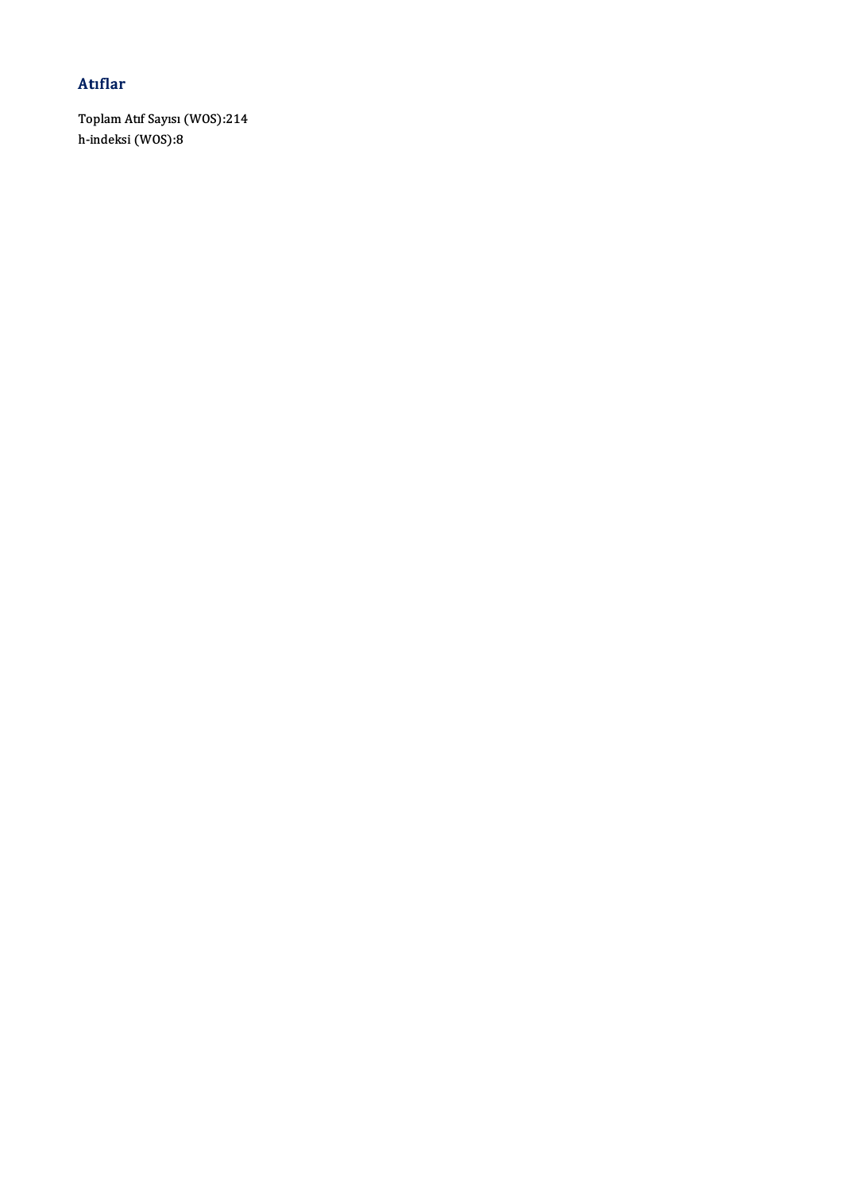## Atıflar

Toplam Atıf Sayısı (WOS):214
h-indeksi (WOS):8